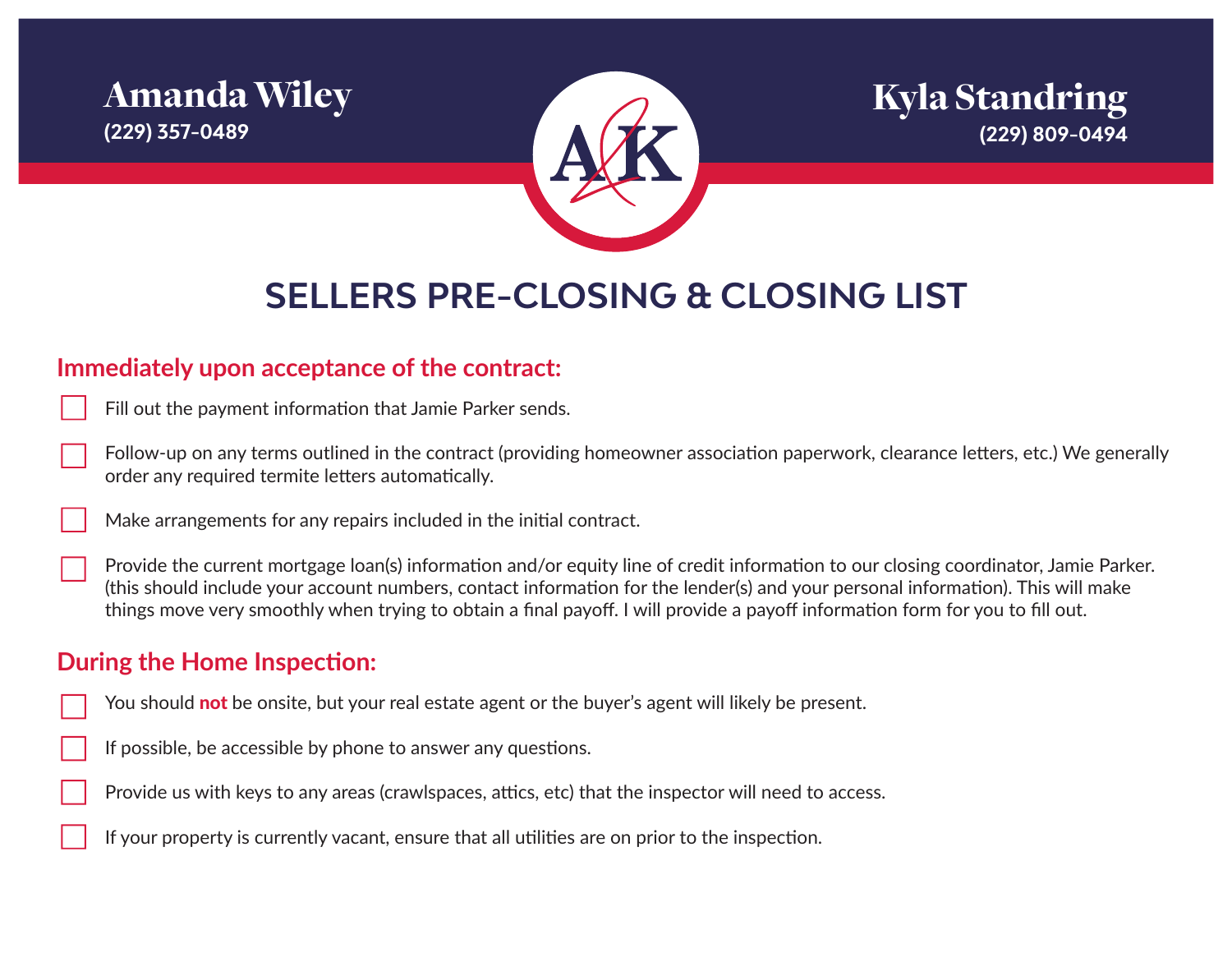Amanda Wiley
(229) 357-0489

Kyla Standring
(229) 809-0494

# SELLERS PRE-CLOSING & CLOSING LIST

## Immediately upon acceptance of the contract:

- [ ] Fill out the payment information that Jamie Parker sends.
- [ ] Follow-up on any terms outlined in the contract (providing homeowner association paperwork, clearance letters, etc.) We generally order any required termite letters automatically.
- [ ] Make arrangements for any repairs included in the initial contract.
- [ ] Provide the current mortgage loan(s) information and/or equity line of credit information to our closing coordinator, Jamie Parker. (this should include your account numbers, contact information for the lender(s) and your personal information). This will make things move very smoothly when trying to obtain a final payoff. I will provide a payoff information form for you to fill out.

## During the Home Inspection:

- [ ] You should **not** be onsite, but your real estate agent or the buyer's agent will likely be present.
- [ ] If possible, be accessible by phone to answer any questions.
- [ ] Provide us with keys to any areas (crawlspaces, attics, etc) that the inspector will need to access.
- [ ] If your property is currently vacant, ensure that all utilities are on prior to the inspection.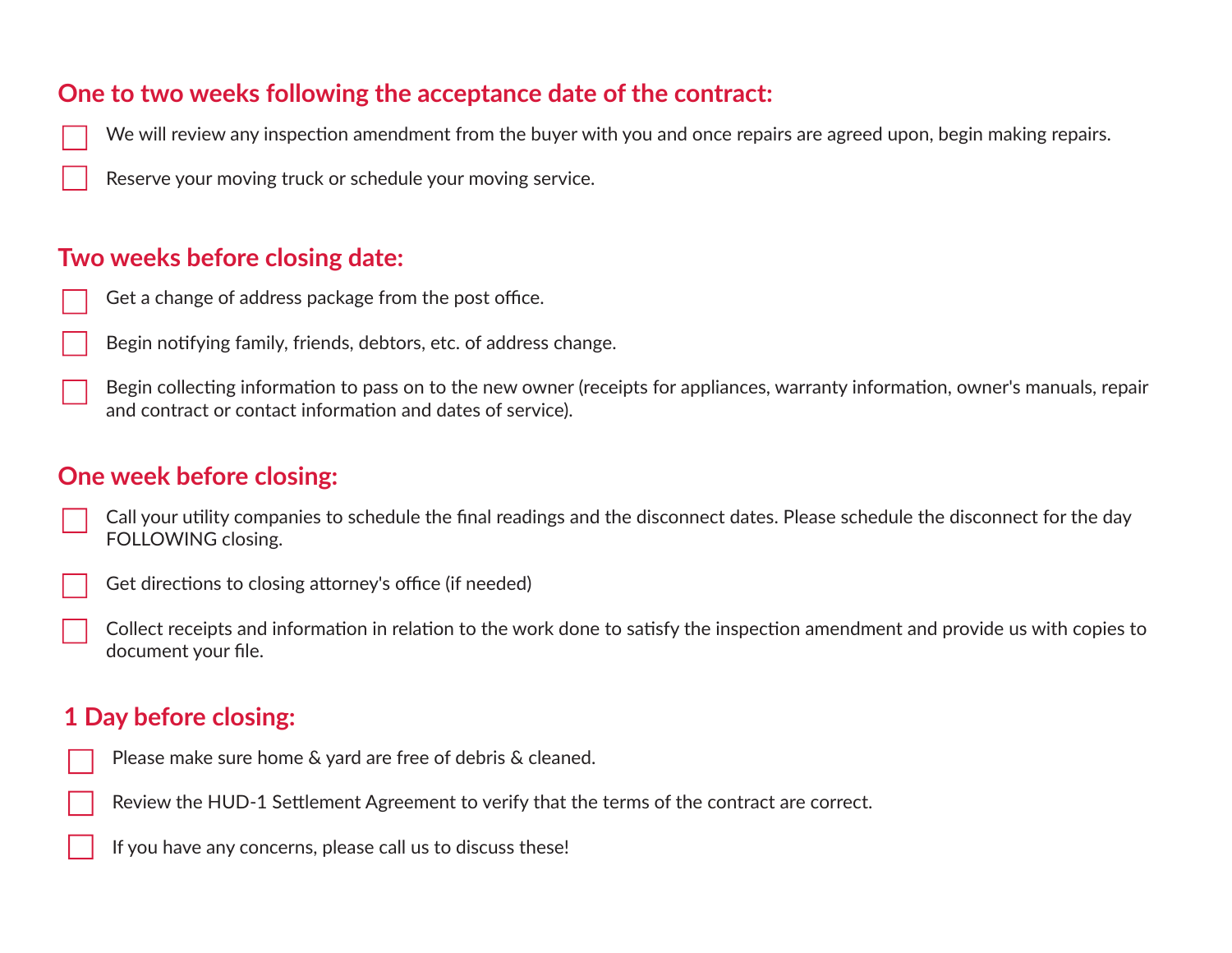## One to two weeks following the acceptance date of the contract:

- [ ] We will review any inspection amendment from the buyer with you and once repairs are agreed upon, begin making repairs.
- [ ] Reserve your moving truck or schedule your moving service.

## Two weeks before closing date:

- [ ] Get a change of address package from the post office.
- [ ] Begin notifying family, friends, debtors, etc. of address change.
- [ ] Begin collecting information to pass on to the new owner (receipts for appliances, warranty information, owner's manuals, repair and contract or contact information and dates of service).

## One week before closing:

- [ ] Call your utility companies to schedule the final readings and the disconnect dates. Please schedule the disconnect for the day FOLLOWING closing.
- [ ] Get directions to closing attorney's office (if needed)
- [ ] Collect receipts and information in relation to the work done to satisfy the inspection amendment and provide us with copies to document your file.

## 1 Day before closing:

- [ ] Please make sure home & yard are free of debris & cleaned.
- [ ] Review the HUD-1 Settlement Agreement to verify that the terms of the contract are correct.
- [ ] If you have any concerns, please call us to discuss these!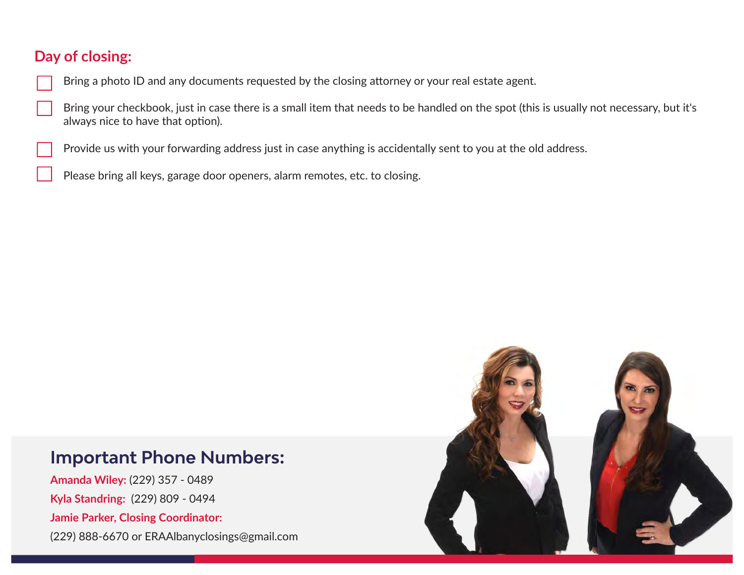## Day of closing:

- [ ] Bring a photo ID and any documents requested by the closing attorney or your real estate agent.
- [ ] Bring your checkbook, just in case there is a small item that needs to be handled on the spot (this is usually not necessary, but it's always nice to have that option).
- [ ] Provide us with your forwarding address just in case anything is accidentally sent to you at the old address.
- [ ] Please bring all keys, garage door openers, alarm remotes, etc. to closing.

## Important Phone Numbers:

**Amanda Wiley:** (229) 357 - 0489

**Kyla Standring:** (229) 809 - 0494

**Jamie Parker, Closing Coordinator:**

(229) 888-6670 or ERAAlbanyclosings@gmail.com